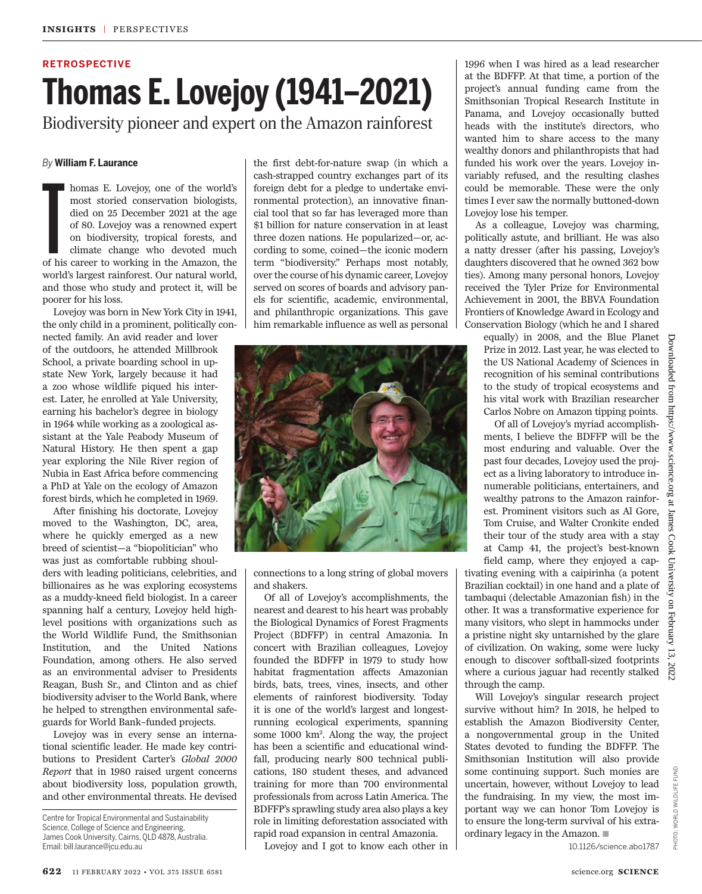RETROSPECTIVE

# Thomas E. Lovejoy (1941–2021)

## Biodiversity pioneer and expert on the Amazon rainforest

*By* **William F. Laurance**

Thomas E. Lovejoy, one of the world's most storied conservation biologists, died on 25 December 2021 at the age of 80. Lovejoy was a renowned expert on biodiversity, tropical forests, and climate change who devoted much of his career to working in the Amazon, the world's largest rainforest. Our natural world, and those who study and protect it, will be poorer for his loss.

Lovejoy was born in New York City in 1941, the only child in a prominent, politically connected family. An avid reader and lover of the outdoors, he attended Millbrook School, a private boarding school in upstate New York, largely because it had a zoo whose wildlife piqued his interest. Later, he enrolled at Yale University, earning his bachelor's degree in biology in 1964 while working as a zoological assistant at the Yale Peabody Museum of Natural History. He then spent a gap year exploring the Nile River region of Nubia in East Africa before commencing a PhD at Yale on the ecology of Amazon forest birds, which he completed in 1969.

After finishing his doctorate, Lovejoy moved to the Washington, DC, area, where he quickly emerged as a new breed of scientist—a "biopolitician" who was just as comfortable rubbing shoulders with leading politicians, celebrities, and billionaires as he was exploring ecosystems as a muddy-kneed field biologist. In a career spanning half a century, Lovejoy held high-level positions with organizations such as the World Wildlife Fund, the Smithsonian Institution, and the United Nations Foundation, among others. He also served as an environmental adviser to Presidents Reagan, Bush Sr., and Clinton and as chief biodiversity adviser to the World Bank, where he helped to strengthen environmental safeguards for World Bank–funded projects.

Lovejoy was in every sense an international scientific leader. He made key contributions to President Carter's *Global 2000 Report* that in 1980 raised urgent concerns about biodiversity loss, population growth, and other environmental threats. He devised the first debt-for-nature swap (in which a cash-strapped country exchanges part of its foreign debt for a pledge to undertake environmental protection), an innovative financial tool that so far has leveraged more than $1 billion for nature conservation in at least three dozen nations. He popularized—or, according to some, coined—the iconic modern term "biodiversity." Perhaps most notably, over the course of his dynamic career, Lovejoy served on scores of boards and advisory panels for scientific, academic, environmental, and philanthropic organizations. This gave him remarkable influence as well as personal connections to a long string of global movers and shakers.

Of all of Lovejoy's accomplishments, the nearest and dearest to his heart was probably the Biological Dynamics of Forest Fragments Project (BDFFP) in central Amazonia. In concert with Brazilian colleagues, Lovejoy founded the BDFFP in 1979 to study how habitat fragmentation affects Amazonian birds, bats, trees, vines, insects, and other elements of rainforest biodiversity. Today it is one of the world's largest and longest-running ecological experiments, spanning some 1000 km$^2$. Along the way, the project has been a scientific and educational windfall, producing nearly 800 technical publications, 180 student theses, and advanced training for more than 700 environmental professionals from across Latin America. The BDFFP's sprawling study area also plays a key role in limiting deforestation associated with rapid road expansion in central Amazonia.

Lovejoy and I got to know each other in 1996 when I was hired as a lead researcher at the BDFFP. At that time, a portion of the project's annual funding came from the Smithsonian Tropical Research Institute in Panama, and Lovejoy occasionally butted heads with the institute's directors, who wanted him to share access to the many wealthy donors and philanthropists that had funded his work over the years. Lovejoy invariably refused, and the resulting clashes could be memorable. These were the only times I ever saw the normally buttoned-down Lovejoy lose his temper.

As a colleague, Lovejoy was charming, politically astute, and brilliant. He was also a natty dresser (after his passing, Lovejoy's daughters discovered that he owned 362 bow ties). Among many personal honors, Lovejoy received the Tyler Prize for Environmental Achievement in 2001, the BBVA Foundation Frontiers of Knowledge Award in Ecology and Conservation Biology (which he and I shared equally) in 2008, and the Blue Planet Prize in 2012. Last year, he was elected to the US National Academy of Sciences in recognition of his seminal contributions to the study of tropical ecosystems and his vital work with Brazilian researcher Carlos Nobre on Amazon tipping points.

Of all of Lovejoy's myriad accomplishments, I believe the BDFFP will be the most enduring and valuable. Over the past four decades, Lovejoy used the project as a living laboratory to introduce innumerable politicians, entertainers, and wealthy patrons to the Amazon rainforest. Prominent visitors such as Al Gore, Tom Cruise, and Walter Cronkite ended their tour of the study area with a stay at Camp 41, the project's best-known field camp, where they enjoyed a captivating evening with a caipirinha (a potent Brazilian cocktail) in one hand and a plate of tambaqui (delectable Amazonian fish) in the other. It was a transformative experience for many visitors, who slept in hammocks under a pristine night sky untarnished by the glare of civilization. On waking, some were lucky enough to discover softball-sized footprints where a curious jaguar had recently stalked through the camp.

Will Lovejoy's singular research project survive without him? In 2018, he helped to establish the Amazon Biodiversity Center, a nongovernmental group in the United States devoted to funding the BDFFP. The Smithsonian Institution will also provide some continuing support. Such monies are uncertain, however, without Lovejoy to lead the fundraising. In my view, the most important way we can honor Tom Lovejoy is to ensure the long-term survival of his extraordinary legacy in the Amazon. ■

10.1126/science.abo1787

Centre for Tropical Environmental and Sustainability Science, College of Science and Engineering, James Cook University, Cairns, QLD 4878, Australia. Email: bill.laurance@jcu.edu.au

PHOTO: WORLD WILDLIFE FUND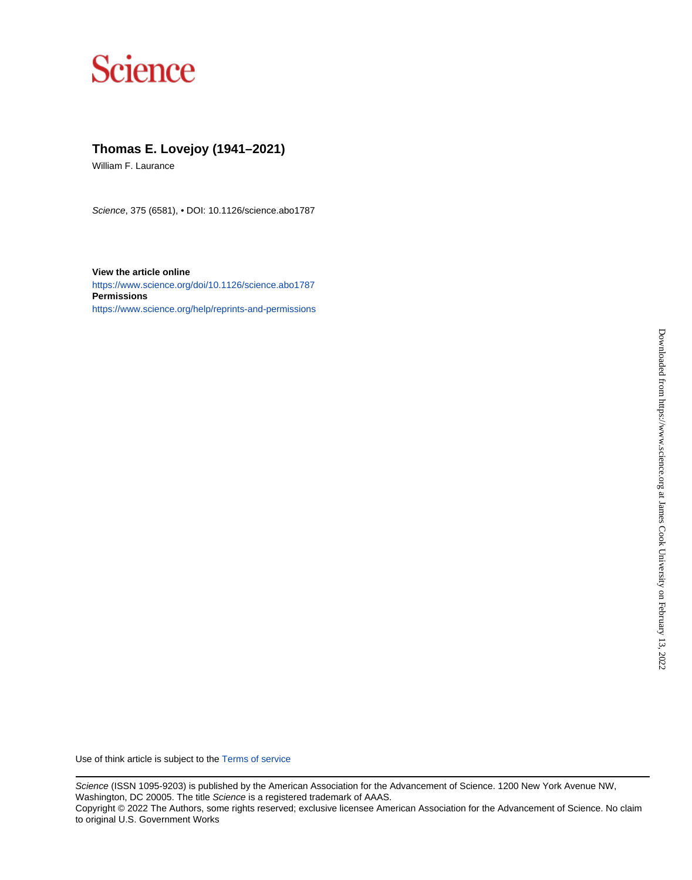# Science

## Thomas E. Lovejoy (1941–2021)

William F. Laurance

*Science*, 375 (6581), • DOI: 10.1126/science.abo1787

**View the article online**
https://www.science.org/doi/10.1126/science.abo1787
**Permissions**
https://www.science.org/help/reprints-and-permissions

Use of think article is subject to the Terms of service

*Science* (ISSN 1095-9203) is published by the American Association for the Advancement of Science. 1200 New York Avenue NW, Washington, DC 20005. The title *Science* is a registered trademark of AAAS.
Copyright © 2022 The Authors, some rights reserved; exclusive licensee American Association for the Advancement of Science. No claim to original U.S. Government Works